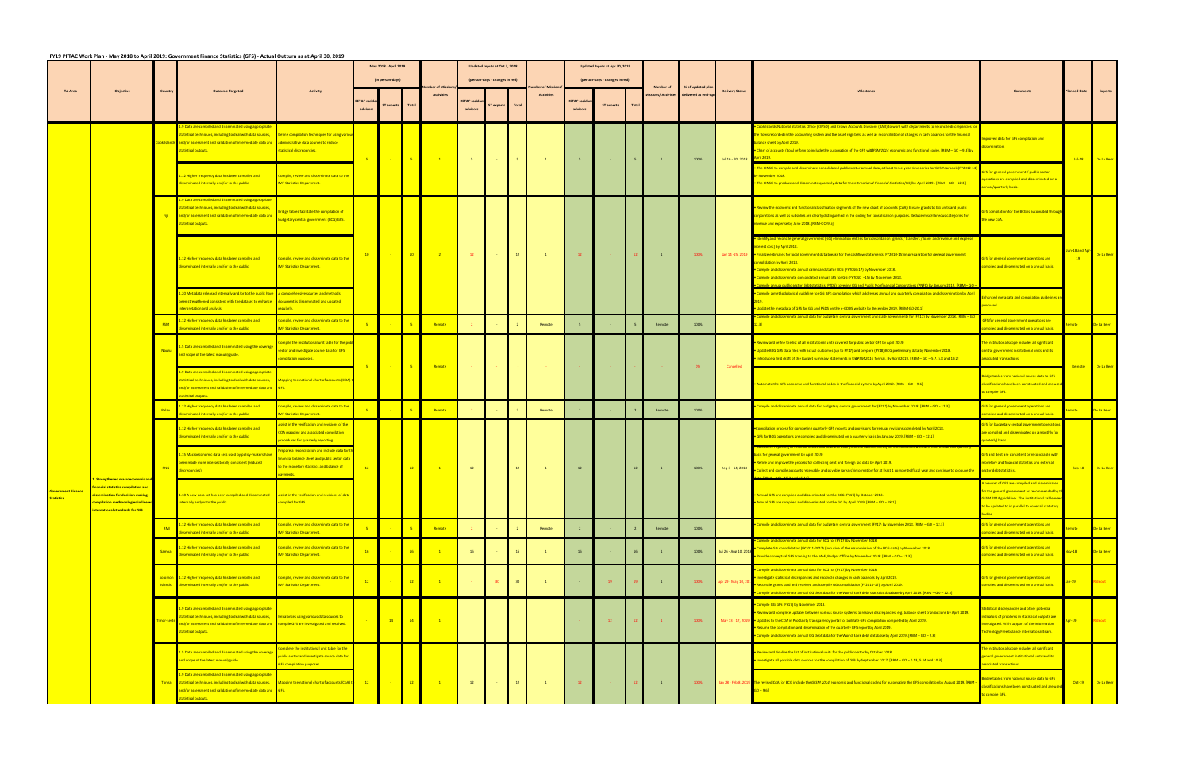# FY19 PFTAC Work Plan - May 2018 to April 2019: Government Finance Statistics (GFS) - Actual Outturn as at April 30, 2019

| TA Area | Objective | Country | Outcome Targeted | Activity | May 2018 - April 2019 (in person-days) PFTAC resident advisors | ST experts | Total | Number of Missions/ Activities | Updated inputs at Oct 3, 2018 (person-days - changes in red) PFTAC resident advisors | ST experts | Total | Number of Missions/ Activities | Updated inputs at Apr 30, 2019 (person-days - changes in red) PFTAC resident advisors | ST experts | Total | Number of Missions/ Activities | % of updated plan delivered at end-Apr | Delivery Status | Milestones | Comments | Planned Date | Experts |
|---|---|---|---|---|---|---|---|---|---|---|---|---|---|---|---|---|---|---|---|---|---|---|
| Government Finance Statistics | 1. Strengthened macroeconomic and financial statistics compilation and dissemination for decision making: compilation methodologies in line with international standards for GFS | Cook Islands | 1.9 Data are compiled and disseminated using appropriate statistical techniques, including to deal with data sources, and/or assessment and validation of intermediate data and statistical outputs. | Refine compilation techniques for using various administrative data sources to reduce statistical discrepancies. | 5 | - | 5 | 1 | 5 | - | 5 | 1 | 5 | - | 5 | 1 | 100% | Jul 16 - 20, 2018 | • Cook Islands National Statistics Office (CINSO) and Crown Accounts Divisions (CAD) to work with departments to reconcile discrepancies for the flows recorded in the accounting system and the asset registers, as well as reconciliation of changes in cash balances for the financial balance sheet by April 2019. • Chart of Accounts (CoA) reform to include the automation of the GFS and *GFSM 2014* economic and functional codes. (RBM – GO – 9.8) by April 2019. | Improved data for GFS compilation and dissemination. | Jul-18 | De La Beer |
| | | | 1.12 Higher frequency data has been compiled and disseminated internally and/or to the public. | Compile, review and disseminate data to the IMF Statistics Department. | | | | | | | | | | | | | | | • The CINSO to compile and disseminate consolidated public sector annual data, at least three-year time series for GFS Yearbook (FY2012-16) by November 2018. • The CINSO to produce and disseminate quarterly data for the *International Financial Statistics* (IFS) by April 2019. (RBM – GO – 12.1) | GFS for general government / public sector operations are compiled and disseminated on a annual/quarterly basis. | | |
| | | Fiji | 1.9 Data are compiled and disseminated using appropriate statistical techniques, including to deal with data sources, and/or assessment and validation of intermediate data and statistical outputs. | Bridge tables facilitate the compilation of budgetary central government (BCG) GFS. | 10 | - | 10 | 2 | 12 | - | 12 | 1 | 12 | - | 12 | 1 | 100% | Jan 14 - 25, 2019 | • Review the economic and functional classification segments of the new chart of accounts (CoA). Ensure grants to SOEs units and public corporations as well as subsidies are clearly distinguished in the coding for consolidation purposes. Reduce miscellaneous categories for revenue and expense by June 2018. (RBM-GO-9.6) | GFS compilation for the BCG is automated through the new CoA. | Jun-18 and Apr-19 | De La Beer |
| | | | 1.12 Higher frequency data has been compiled and disseminated internally and/or to the public. | Compile, review and disseminate data to the IMF Statistics Department. | | | | | | | | | | | | | | | • Identify and reconcile general government (GG) elimination entries for consolidation (grants / transfers / taxes and revenue and expense interest cost) by April 2018. • Finalize estimates for local government data breaks for the cashflow statements (FY2010-15) in preparation for general government consolidation by April 2018. • Compile and disseminate annual calendar data for BCG (FY2016-17) by November 2018. • Compile and disseminate consolidated annual GFS for GG (FY2010 - 15) by November 2018. • Compile annual public sector debt statistics (PSDS) covering GG and Public Nonfinancial Corporations (PNFC) by January 2019. (RBM – GO – | GFS for general government operations are compiled and disseminated on a annual basis. | | |
| | | | 1.20 Metadata released internally and/or to the public have been strengthened consistent with the dataset to enhance interpretation and analysis. | A comprehensive sources and methods document is disseminated and updated regularly. | | | | | | | | | | | | | | | • Compile a methodological guideline for GG GFS compilation which addresses annual and quarterly compilation and dissemination by April 2019. • Update the metadata of GFS for GG and PSDS on the e-GDDS website by December 2019. (RBM-GO-20.1) | Enhanced metadata and compilation guidelines are produced. | | |
| | | FSM | 1.12 Higher frequency data has been compiled and disseminated internally and/or to the public. | Compile, review and disseminate data to the IMF Statistics Department. | 5 | - | 5 | Remote | 2 | - | 2 | Remote | 5 | - | 5 | Remote | 100% | | • Compile and disseminate annual data for budgetary central government and state governments for (FY17) by November 2018. (RBM – GO – 12.1) | GFS for general government operations are compiled and disseminated on a annual basis. | Remote | De La Beer |
| | | Nauru | 1.5 Data are compiled and disseminated using the coverage and scope of the latest manual/guide. | Compile the institutional and table for the public sector and investigate source data for GFS compilation purposes. | 5 | - | 5 | Remote | - | - | - | - | - | - | - | - | 0% | Cancelled | • Review and refine the list of all institutional units covered for public sector GFS by April 2019. • Update BCG GFS data files with actual outcomes (up to FY17) and prepare (FY18) BCG preliminary data by November 2018. • Introduce a first draft of the budget summary statements in the *GFSM 2014* format. By April 2019. (RBM – GO – 5.7, 5.8 and 10.2) | The institutional scope includes all significant central government institutional units and its associated transactions. | Remote | De La Beer |
| | | | 1.9 Data are compiled and disseminated using appropriate statistical techniques, including to deal with data sources, and/or assessment and validation of intermediate data and statistical outputs. | Mapping the national chart of accounts (COA) to GFS. | | | | | | | | | | | | | | | • Automate the GFS economic and functional codes in the financial system by April 2019. (RBM – GO – 9.6) | Bridge tables from national source data to GFS classifications have been constructed and are used to compile GFS. | | |
| | | Palau | 1.12 Higher frequency data has been compiled and disseminated internally and/or to the public. | Compile, review and disseminate data to the IMF Statistics Department. | 5 | - | 5 | Remote | 2 | - | 2 | Remote | 2 | - | 2 | Remote | 100% | | • Compile and disseminate annual data for budgetary central government for (FY17) by November 2018. (RBM – GO – 12.1) | GFS for general government operations are compiled and disseminated on a annual basis. | Remote | De La Beer |
| | | PNG | 1.12 Higher frequency data has been compiled and disseminated internally and/or to the public. | Assist in the verification and revisions of the COA mapping and associated compilation procedures for quarterly reporting. | 12 | - | 12 | 1 | 12 | - | 12 | 1 | 12 | - | 12 | 1 | 100% | Sep 3 - 14, 2018 | • Compilation process for completing quarterly GFS reports and provisions for regular revisions completed by April 2018. • GFS for BCG operations are compiled and disseminated on a quarterly basis by January 2019. (RBM – GO – 12.1) | GFS for budgetary central government operations are compiled and disseminated on a monthly (or quarterly) basis. | Sep-18 | De La Beer |
| | | | 1.15 Macroeconomic data sets used by policy-makers have been made more intersectorally consistent (reduced discrepancies). | Prepare a reconciliation and include data for the financial balance sheet and public sector data to the monetary statistics and balance of payments. | | | | | | | | | | | | | | | basis for general government by April 2019. • Refine and improve the process for collecting debt and foreign aid data by April 2019. • Collect and compile accounts receivable and payable (arrears) information for at least 1 completed fiscal year and continue to produce the | GFS and debt are consistent or reconcilable with monetary and financial statistics and external sector debt statistics. | | |
| | | | 1.18 A new data set has been compiled and disseminated internally and/or to the public. | Assist in the verification and revisions of data compiled for GFS. | | | | | | | | | | | | | | | • Annual GFS are compiled and disseminated for the BCG (FY17) by October 2018. • Annual GFS are compiled and disseminated for the GG by April 2019. (RBM – GO – 18.1) | A new set of GFS are compiled and disseminated for the general government as recommended by the GFSM 2014 guidelines. The institutional table needs to be updated to in parallel to cover all statutory bodies. | | |
| | | RMI | 1.12 Higher frequency data has been compiled and disseminated internally and/or to the public. | Compile, review and disseminate data to the IMF Statistics Department. | 5 | - | 5 | Remote | 2 | - | 2 | Remote | 2 | - | 2 | Remote | 100% | | • Compile and disseminate annual data for budgetary central government (FY17) by November 2018. (RBM – GO – 12.1) | GFS for general government operations are compiled and disseminated on a annual basis. | Remote | De La Beer |
| | | Samoa | 1.12 Higher frequency data has been compiled and disseminated internally and/or to the public. | Compile, review and disseminate data to the IMF Statistics Department. | 16 | - | 16 | 1 | 16 | - | 16 | 1 | 16 | - | 16 | 1 | 100% | Jul 26 - Aug 10, 2018 | • Compile and disseminate annual data for BCG for (FY17) by November 2018. • Complete GG consolidation (FY2011-2017) (inclusive of the resubmission of the BCG data) by November 2018. • Provide conceptual GFS training to the MoF, Budget Office by November 2018. (RBM – GO – 12.1) | GFS for general government operations are compiled and disseminated on a annual basis. | Nov-18 | De La Beer |
| | | Solomon Islands | 1.12 Higher frequency data has been compiled and disseminated internally and/or to the public. | Compile, review and disseminate data to the IMF Statistics Department. | 12 | - | 12 | 1 | - | 30 | 30 | 1 | - | 19 | 19 | 1 | 100% | Apr 29 - May 10, 2019 | • Compile and disseminate annual data for BCG for (FY17) by November 2018. • Investigate statistical discrepancies and reconcile changes in cash balances by April 2019. • Reconcile grants paid and received and compile GG consolidation (FY2010-17) by April 2019. • Compile and disseminate annual GG debt data for the World Bank debt statistics database by April 2019. (RBM – GO – 12.1) | GFS for general government operations are compiled and disseminated on a annual basis. | Jan-19 | Rideout |
| | | Timor-Leste | 1.9 Data are compiled and disseminated using appropriate statistical techniques, including to deal with data sources, and/or assessment and validation of intermediate data and statistical outputs. | Imbalances using various data sources to compile GFS are investigated and resolved. | - | 14 | 14 | 1 | - | - | - | - | - | 12 | 12 | 1 | 100% | May 13 - 17, 2019 | • Compile GG GFS (FY17) by November 2018. • Review and complete updates between various source systems to resolve discrepancies, e.g. balance sheet transactions by April 2019. • Updates to the COA in FreeBalance transparency portal to facilitate GFS compilation completed by April 2019. • Resume the compilation and dissemination of the quarterly GFS report by April 2019. • Compile and disseminate annual GG debt data for the World Bank debt database by April 2019. (RBM – GO – 9.8) | Statistical discrepancies and other potential indicators of problems in statistical outputs are investigated. With support of the information Technology Free balance international team. | Apr-19 | Rideout |
| | | Tonga | 1.5 Data are compiled and disseminated using the coverage and scope of the latest manual/guide. | Complete the institutional unit table for the public sector and investigate source data for GFS compilation purposes. | 12 | - | 12 | 1 | 12 | - | 12 | 1 | 12 | - | 12 | 1 | 100% | Jan 28 - Feb 8, 2019 | • Review and finalize the list of institutional units for the public sector by October 2018. • Investigate all possible data sources for the compilation of GFS by September 2017. (RBM – GO – 5.13, 5.16 and 10.3) | The institutional scope includes all significant general government institutional units and its associated transactions. | Oct-19 | De La Beer |
| | | | 1.9 Data are compiled and disseminated using appropriate statistical techniques, including to deal with data sources, and/or assessment and validation of intermediate data and statistical outputs. | Mapping the national chart of accounts (CoA) to GFS. | | | | | | | | | | | | | | | The revised CoA for BCG include the *GFSM 2014* economic and functional coding for automating the GFS compilation by August 2019. (RBM – GO – 9.6) | Bridge tables from national source data to GFS classifications have been constructed and are used to compile GFS. | | |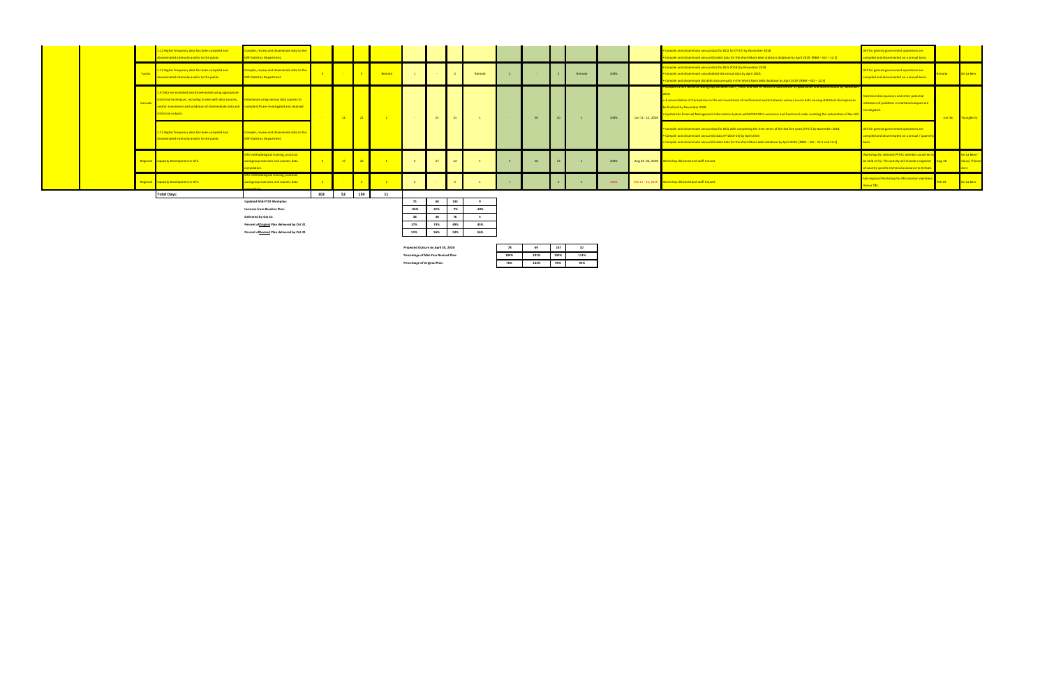| | | | | | | | | | | | | | | | | | | | | | | |
|---|---|---|---|---|---|---|---|---|---|---|---|---|---|---|---|---|---|---|---|---|---|---|
| | 1.12 Higher frequency data has been compiled and disseminated internally and/or to the public. | Compile, review and disseminate data to the IMF Statistics Department. | | | | | | | | | | | | | | | • Compile and disseminate annual data for BCG for (FY17) by November 2018. • Compile and disseminate annual GG debt data for the World Bank debt statistics database by April 2019. [RBM – GO – 12.3] | GFS for general government operations are compiled and disseminated on a annual basis. | | |
| Tuvalu | 1.12 Higher frequency data has been compiled and disseminated internally and/or to the public. | Compile, review and disseminate data to the IMF Statistics Department. | 5 | - | 5 | Remote | 2 | - | 2 | Remote | 2 | - | 2 | Remote | 100% | | • Compile and disseminate annual data for BCG (FY18) by November 2018. • Compile and disseminate consolidated GG annual data by April 2019. • Compile and disseminate GG debt data annually in the World Bank debt database by April 2019. [RBM – GO – 12.3] | GFS for general government operations are compiled and disseminated on a annual basis. | Remote | De La Beer |
| Vanuatu | 1.9 Data are compiled and disseminated using appropriate statistical techniques, including to deal with data sources, and/or assessment and validation of intermediate data and statistical outputs. | Imbalances using various data sources to compile GFS are investigated and resolved. | - | 21 | 21 | 1 | - | 21 | 21 | 1 | - | 20 | 20 | 1 | 100% | Jun 11 - 12, 2018 | • ... 2018. • A reconciliation of transactions in the net investment of nonfinancial assets between various source data causing statistical discrepancies be finalized by November 2018. • Update the Financial Management Information System with GFSM 2014 economic and functional codes enabling the automation of the GFS | Statistical discrepancies and other potential indicators of problems in statistical outputs are investigated. | Jun-18 | Youngberry |
| | 1.12 Higher frequency data has been compiled and disseminated internally and/or to the public. | Compile, review and disseminate data to the IMF Statistics Department. | | | | | | | | | | | | | | | • Compile and disseminate annual data for BCG with completing the time series of the last five years (FY17) by November 2018. • Compile and disseminate annual GG data (FY2010-15) by April 2019. • Compile and disseminate annual GG debt data for the World Bank debt database by April 2019. [RBM – GO – 12.1 and 12.3] | GFS for general government operations are compiled and disseminated on a annual / quarterly basis. | | |
| Regional | Capacity Development in GFS | GFS methodological training, practical workgroup exercises and country data compilation | 5 | 17 | 22 | 1 | 5 | 17 | 22 | 1 | 5 | 18 | 23 | 1 | 100% | Aug 20 - 24, 2018 | Workshop delivered and staff trained. | Workshop for selected PFTAC member countries to be held in Fiji. This activity will include a segment of country specific technical assistance to Kiribati | Aug-18 | De La Beer/ Claus/ Trinon Dam |
| Regional | Capacity Development in GFS | GFS methodological training, practical workgroup exercises and country data compilation | 5 | - | 5 | 1 | 5 | - | 5 | 1 | 5 | - | 5 | 1 | 100% | Feb 11 - 15, 2019 | Workshop delivered and staff trained. | Sub-regional Workshop for Micronesian members. Venue TBC. | Feb-19 | De La Beer |
| | Total Days: | | 102 | 52 | 154 | 11 | | | | | | | | | | | | | | |

| | | | | |
|---|---|---|---|---|
| Updated Mid-FY19 Workplan: | 75 | 68 | 143 | 9 |
| Increase from Baseline Plan: | -26% | 31% | -7% | -18% |
| Delivered by Oct 31: | 38 | 38 | 76 | 5 |
| Percent of Original Plan delivered by Oct 31 | 37% | 73% | 49% | 45% |
| Percent of Revised Plan delivered by Oct 31 | 51% | 56% | 53% | 56% |

| | | | | |
|---|---|---|---|---|
| Projected Outturn by April 30, 2019: | 78 | 69 | 147 | 10 |
| Percentage of Mid-Year Revised Plan: | 104% | 101% | 103% | 111% |
| Percentage of Original Plan: | 76% | 133% | 95% | 91% |